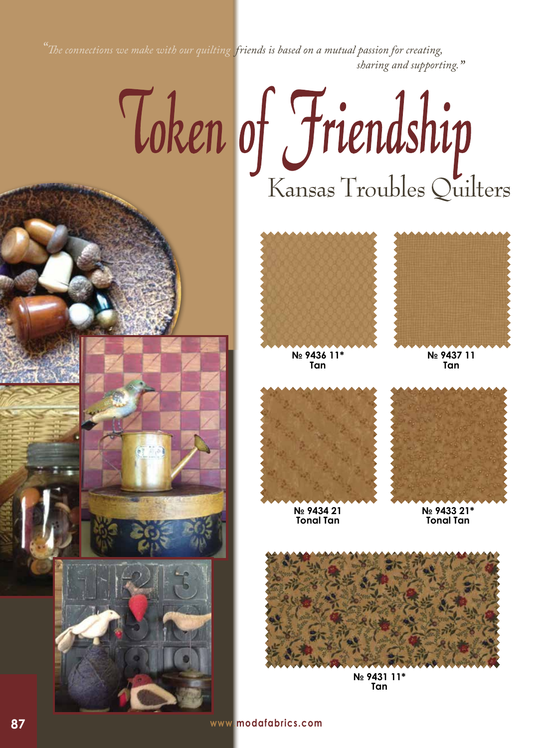*"The connections we make with our quilting friends is based on a mutual passion for creating, sharing and supporting."*

# Token of Friendship

## Kansas Troubles Quilters

**№ 9436 11*
Tan**

**№ 9437 11
Tan**

**№ 9434 21
Tonal Tan**

**№ 9433 21*
Tonal Tan**

**№ 9431 11*
Tan**

www.modafabrics.com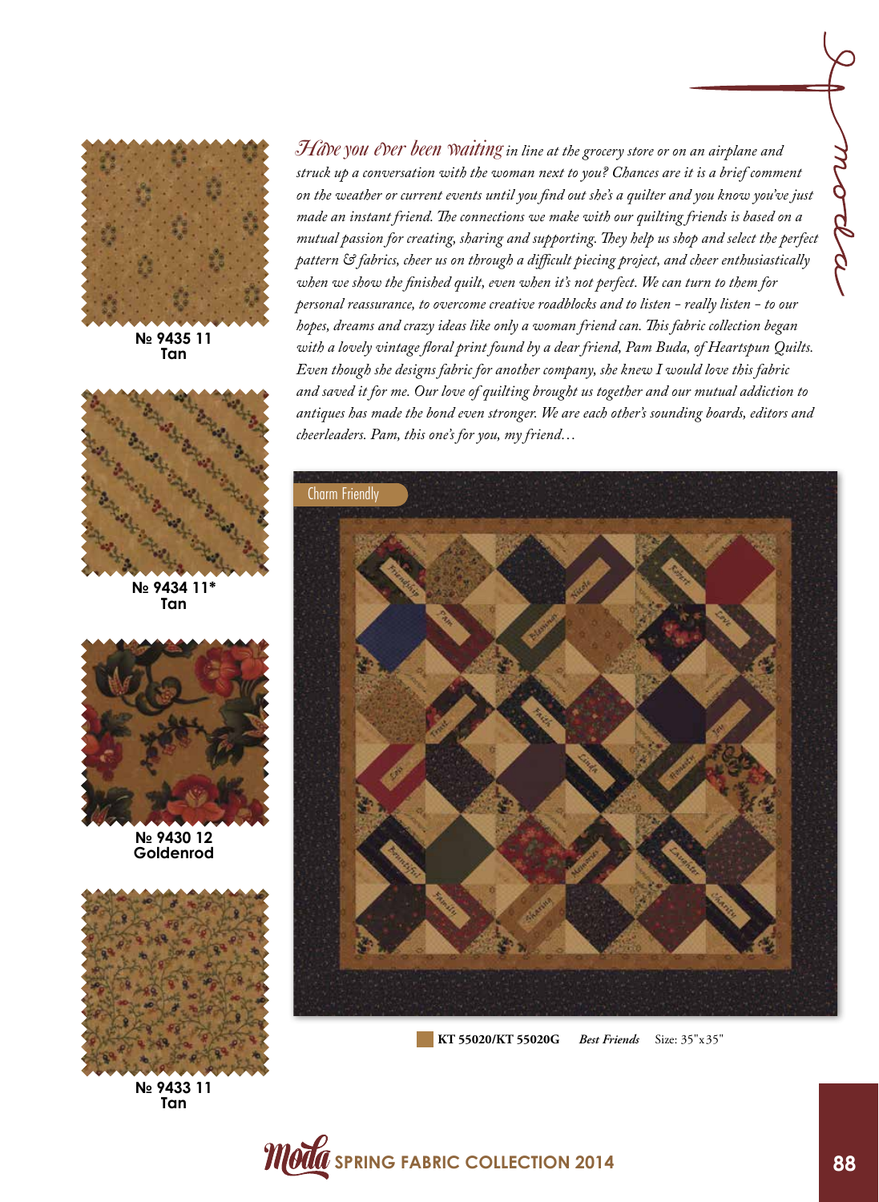№ 9435 11
Tan

№ 9434 11*
Tan

№ 9430 12
Goldenrod

№ 9433 11
Tan

*Have you ever been waiting in line at the grocery store or on an airplane and struck up a conversation with the woman next to you? Chances are it is a brief comment on the weather or current events until you find out she's a quilter and you know you've just made an instant friend. The connections we make with our quilting friends is based on a mutual passion for creating, sharing and supporting. They help us shop and select the perfect pattern & fabrics, cheer us on through a difficult piecing project, and cheer enthusiastically when we show the finished quilt, even when it's not perfect. We can turn to them for personal reassurance, to overcome creative roadblocks and to listen – really listen – to our hopes, dreams and crazy ideas like only a woman friend can. This fabric collection began with a lovely vintage floral print found by a dear friend, Pam Buda, of Heartspun Quilts. Even though she designs fabric for another company, she knew I would love this fabric and saved it for me. Our love of quilting brought us together and our mutual addiction to antiques has made the bond even stronger. We are each other's sounding boards, editors and cheerleaders. Pam, this one's for you, my friend…*

Charm Friendly

**KT 55020/KT 55020G** *Best Friends* Size: 35"x35"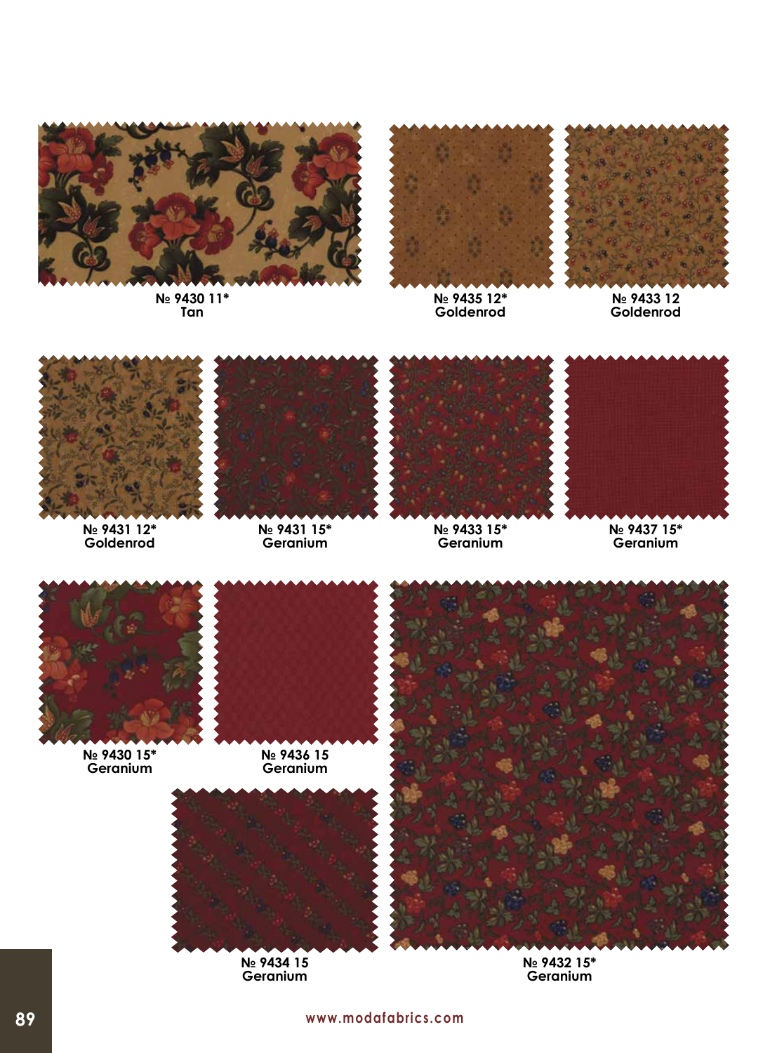№ 9430 11*
Tan

№ 9435 12*
Goldenrod

№ 9433 12
Goldenrod

№ 9431 12*
Goldenrod

№ 9431 15*
Geranium

№ 9433 15*
Geranium

№ 9437 15*
Geranium

№ 9430 15*
Geranium

№ 9436 15
Geranium

№ 9434 15
Geranium

№ 9432 15*
Geranium

www.modafabrics.com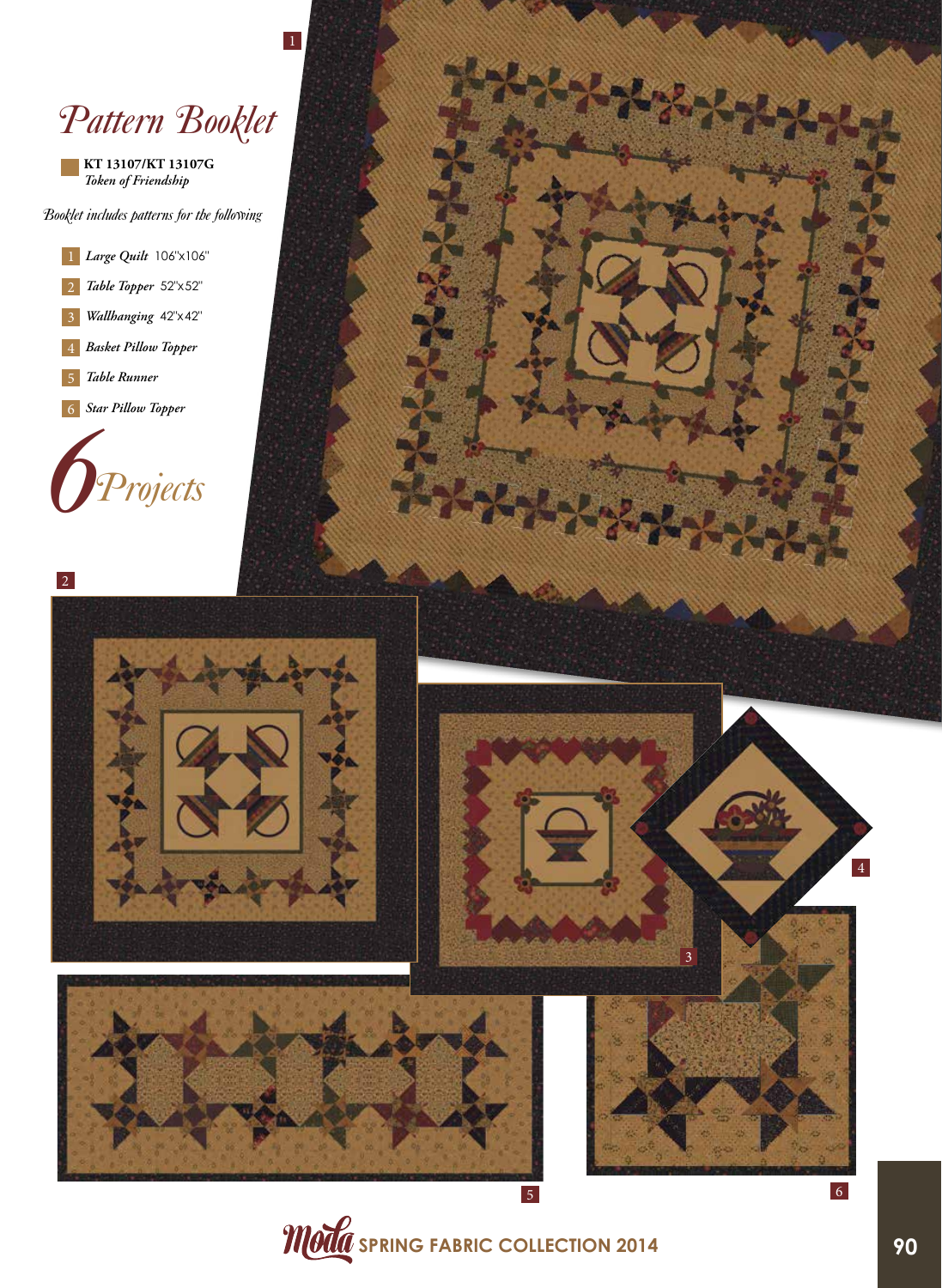# Pattern Booklet

**KT 13107/KT 13107G**
*Token of Friendship*

*Booklet includes patterns for the following*

1. *Large Quilt* 106"x106"
2. *Table Topper* 52"x52"
3. *Wallhanging* 42"x42"
4. *Basket Pillow Topper*
5. *Table Runner*
6. *Star Pillow Topper*

*6 Projects*

Moda SPRING FABRIC COLLECTION 2014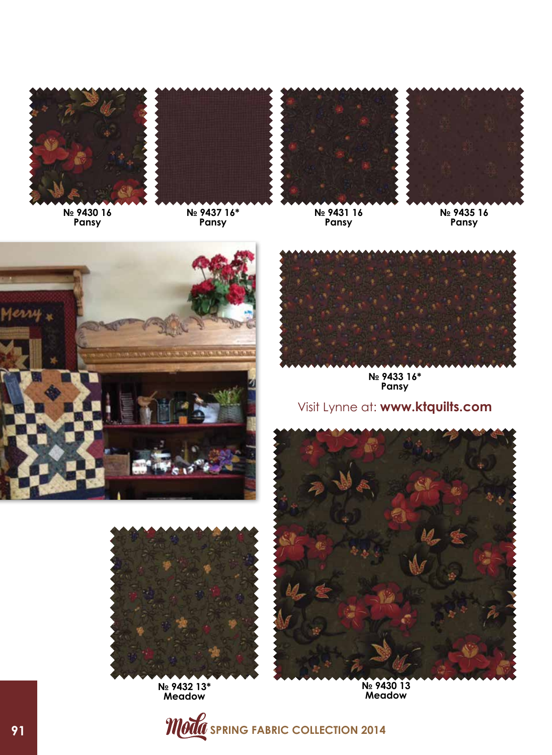№ 9430 16
Pansy

№ 9437 16*
Pansy

№ 9431 16
Pansy

№ 9435 16
Pansy

№ 9433 16*
Pansy

Visit Lynne at: **www.ktquilts.com**

№ 9432 13*
Meadow

№ 9430 13
Meadow

Moda SPRING FABRIC COLLECTION 2014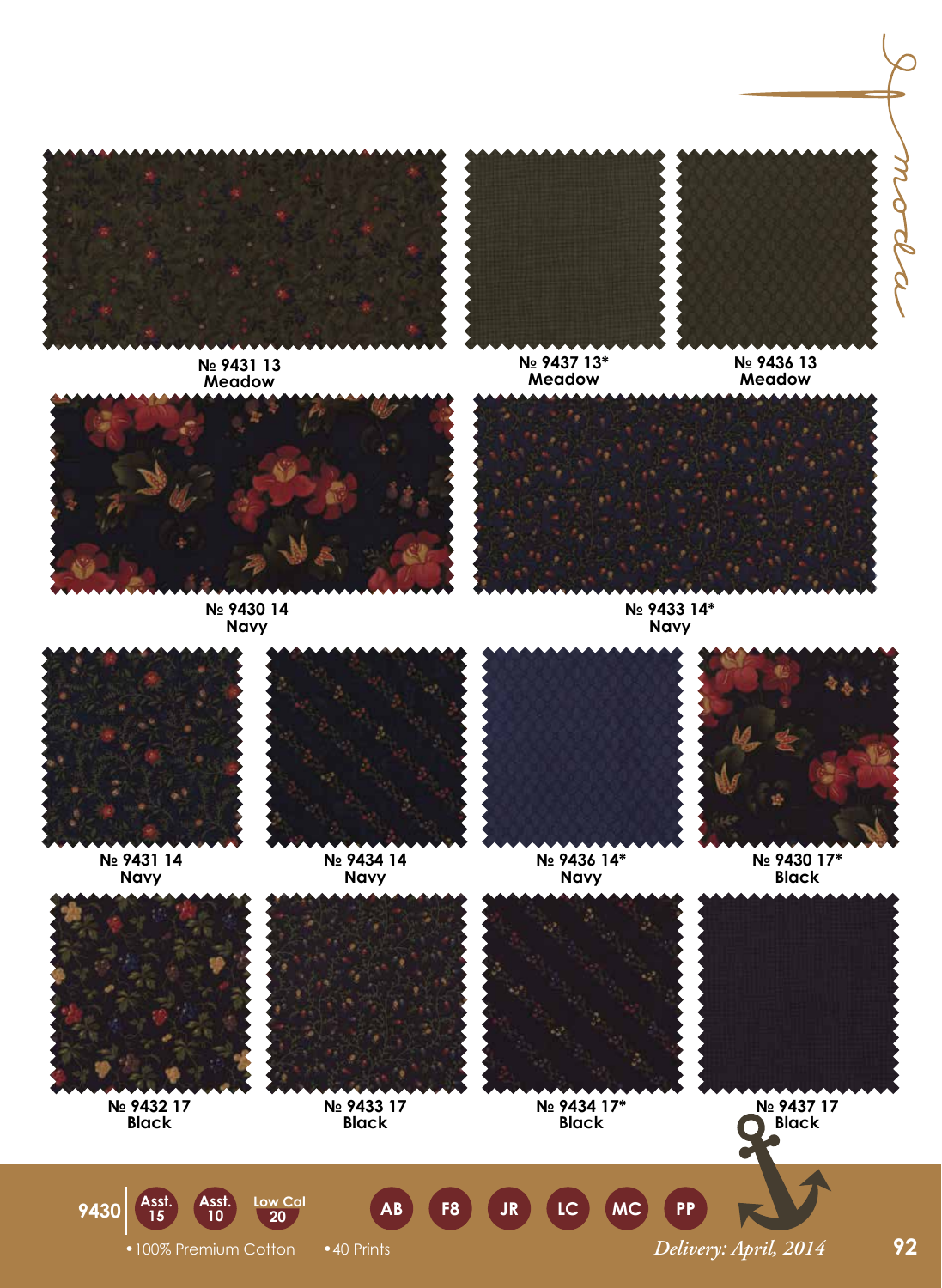№ 9431 13
Meadow

№ 9437 13*
Meadow

№ 9436 13
Meadow

№ 9430 14
Navy

№ 9433 14*
Navy

№ 9431 14
Navy

№ 9434 14
Navy

№ 9436 14*
Navy

№ 9430 17*
Black

№ 9432 17
Black

№ 9433 17
Black

№ 9434 17*
Black

№ 9437 17
Black

9430 | Asst. 15 | Asst. 10 | Low Cal 20 | AB | F8 | JR | LC | MC | PP

• 100% Premium Cotton • 40 Prints

*Delivery: April, 2014*